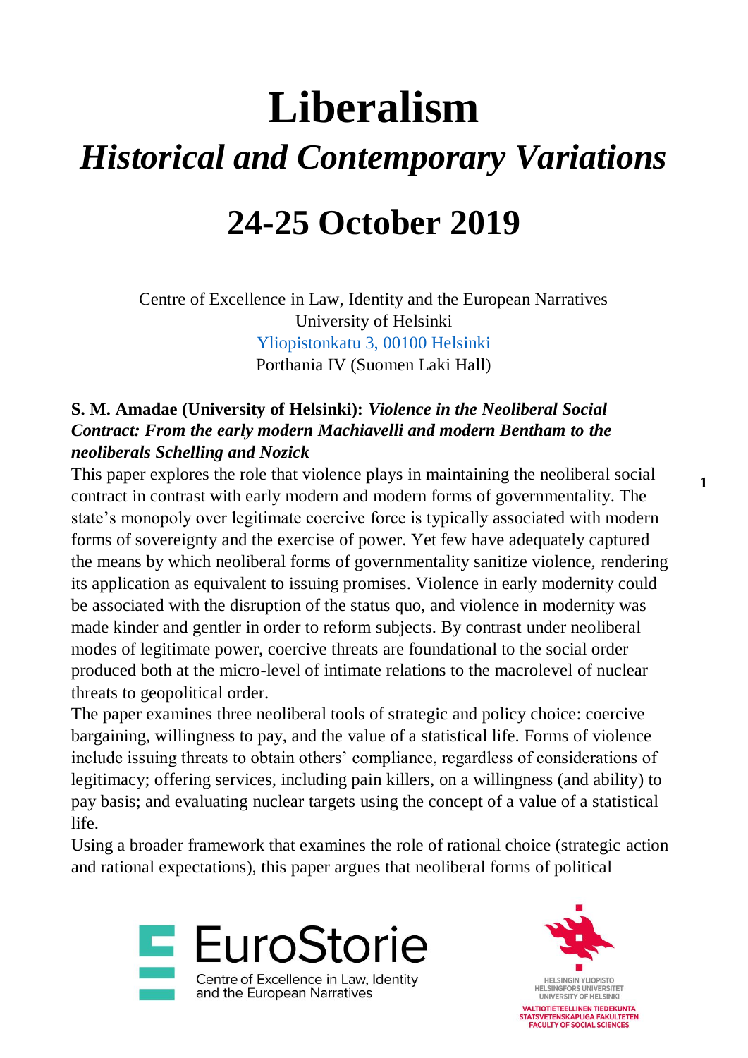# Liberalism

## *Historical and Contemporary Variations*

## 24-25 October 2019

Centre of Excellence in Law, Identity and the European Narratives
University of Helsinki
Yliopistonkatu 3, 00100 Helsinki
Porthania IV (Suomen Laki Hall)

**S. M. Amadae (University of Helsinki):** ***Violence in the Neoliberal Social Contract: From the early modern Machiavelli and modern Bentham to the neoliberals Schelling and Nozick***

This paper explores the role that violence plays in maintaining the neoliberal social contract in contrast with early modern and modern forms of governmentality. The state's monopoly over legitimate coercive force is typically associated with modern forms of sovereignty and the exercise of power. Yet few have adequately captured the means by which neoliberal forms of governmentality sanitize violence, rendering its application as equivalent to issuing promises. Violence in early modernity could be associated with the disruption of the status quo, and violence in modernity was made kinder and gentler in order to reform subjects. By contrast under neoliberal modes of legitimate power, coercive threats are foundational to the social order produced both at the micro-level of intimate relations to the macrolevel of nuclear threats to geopolitical order.

The paper examines three neoliberal tools of strategic and policy choice: coercive bargaining, willingness to pay, and the value of a statistical life. Forms of violence include issuing threats to obtain others' compliance, regardless of considerations of legitimacy; offering services, including pain killers, on a willingness (and ability) to pay basis; and evaluating nuclear targets using the concept of a value of a statistical life.

Using a broader framework that examines the role of rational choice (strategic action and rational expectations), this paper argues that neoliberal forms of political

EuroStorie
Centre of Excellence in Law, Identity and the European Narratives

HELSINGIN YLIOPISTO
HELSINGFORS UNIVERSITET
UNIVERSITY OF HELSINKI
VALTIOTIETEELLINEN TIEDEKUNTA
STATSVETENSKAPLIGA FAKULTETEN
FACULTY OF SOCIAL SCIENCES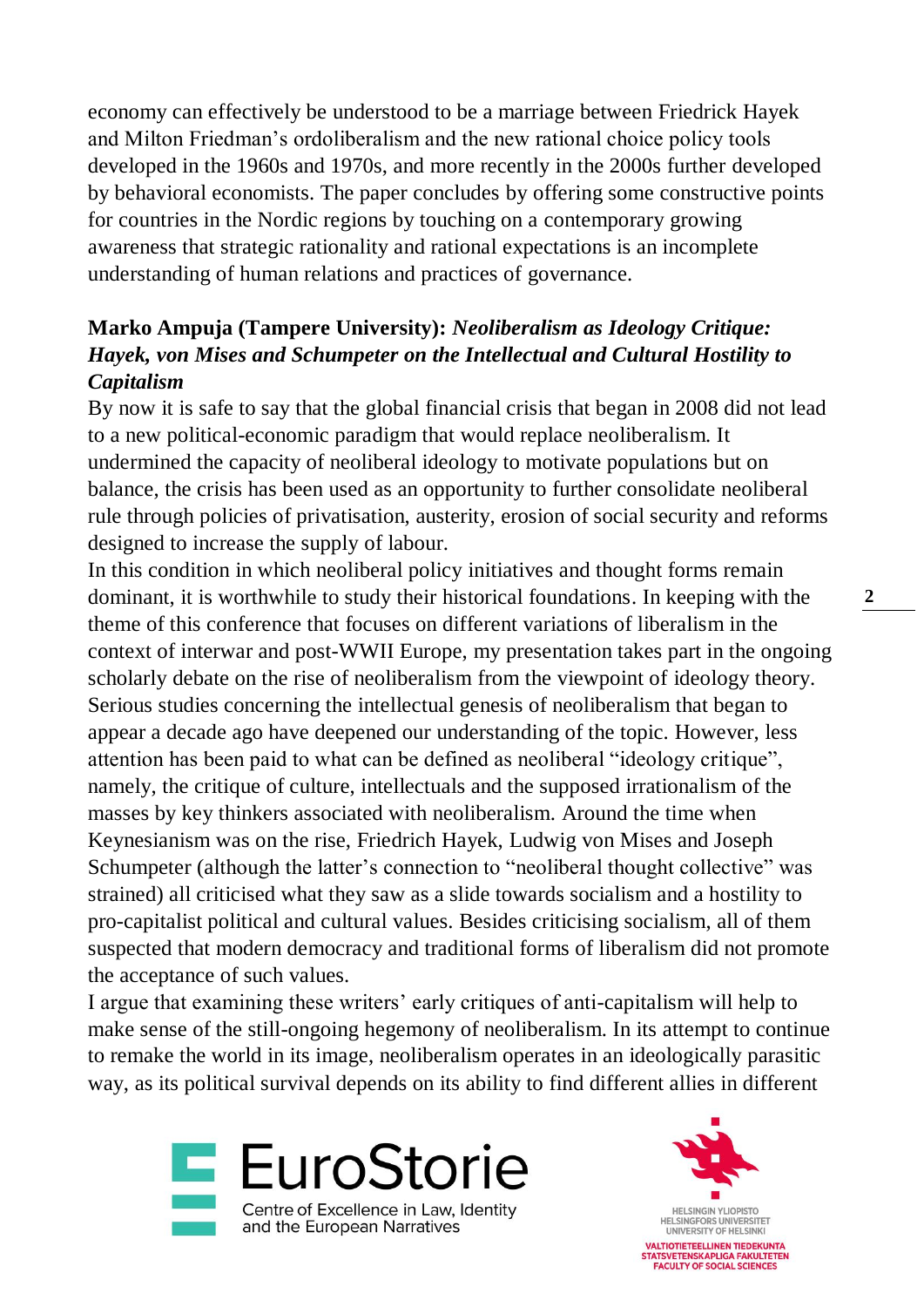economy can effectively be understood to be a marriage between Friedrick Hayek and Milton Friedman's ordoliberalism and the new rational choice policy tools developed in the 1960s and 1970s, and more recently in the 2000s further developed by behavioral economists. The paper concludes by offering some constructive points for countries in the Nordic regions by touching on a contemporary growing awareness that strategic rationality and rational expectations is an incomplete understanding of human relations and practices of governance.

**Marko Ampuja (Tampere University):** ***Neoliberalism as Ideology Critique: Hayek, von Mises and Schumpeter on the Intellectual and Cultural Hostility to Capitalism***

By now it is safe to say that the global financial crisis that began in 2008 did not lead to a new political-economic paradigm that would replace neoliberalism. It undermined the capacity of neoliberal ideology to motivate populations but on balance, the crisis has been used as an opportunity to further consolidate neoliberal rule through policies of privatisation, austerity, erosion of social security and reforms designed to increase the supply of labour.

In this condition in which neoliberal policy initiatives and thought forms remain dominant, it is worthwhile to study their historical foundations. In keeping with the theme of this conference that focuses on different variations of liberalism in the context of interwar and post-WWII Europe, my presentation takes part in the ongoing scholarly debate on the rise of neoliberalism from the viewpoint of ideology theory. Serious studies concerning the intellectual genesis of neoliberalism that began to appear a decade ago have deepened our understanding of the topic. However, less attention has been paid to what can be defined as neoliberal "ideology critique", namely, the critique of culture, intellectuals and the supposed irrationalism of the masses by key thinkers associated with neoliberalism. Around the time when Keynesianism was on the rise, Friedrich Hayek, Ludwig von Mises and Joseph Schumpeter (although the latter's connection to "neoliberal thought collective" was strained) all criticised what they saw as a slide towards socialism and a hostility to pro-capitalist political and cultural values. Besides criticising socialism, all of them suspected that modern democracy and traditional forms of liberalism did not promote the acceptance of such values.

I argue that examining these writers' early critiques of anti-capitalism will help to make sense of the still-ongoing hegemony of neoliberalism. In its attempt to continue to remake the world in its image, neoliberalism operates in an ideologically parasitic way, as its political survival depends on its ability to find different allies in different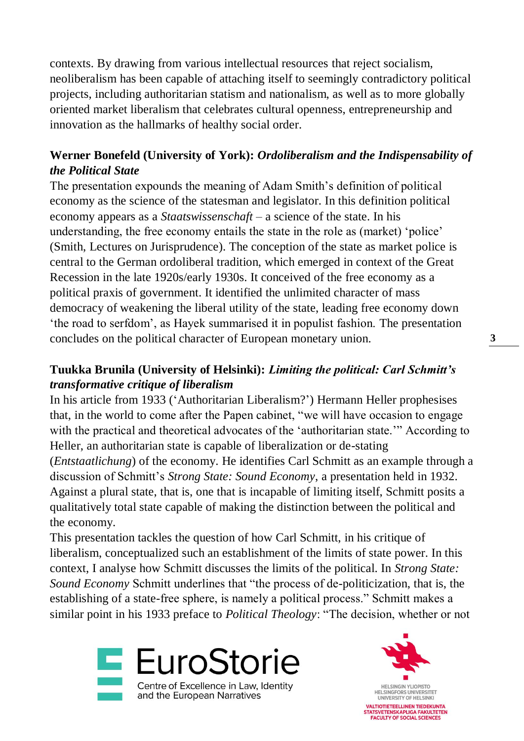contexts. By drawing from various intellectual resources that reject socialism, neoliberalism has been capable of attaching itself to seemingly contradictory political projects, including authoritarian statism and nationalism, as well as to more globally oriented market liberalism that celebrates cultural openness, entrepreneurship and innovation as the hallmarks of healthy social order.

**Werner Bonefeld (University of York):** ***Ordoliberalism and the Indispensability of the Political State***

The presentation expounds the meaning of Adam Smith's definition of political economy as the science of the statesman and legislator. In this definition political economy appears as a *Staatswissenschaft* – a science of the state. In his understanding, the free economy entails the state in the role as (market) 'police' (Smith, Lectures on Jurisprudence). The conception of the state as market police is central to the German ordoliberal tradition, which emerged in context of the Great Recession in the late 1920s/early 1930s. It conceived of the free economy as a political praxis of government. It identified the unlimited character of mass democracy of weakening the liberal utility of the state, leading free economy down 'the road to serfdom', as Hayek summarised it in populist fashion. The presentation concludes on the political character of European monetary union.

**Tuukka Brunila (University of Helsinki):** ***Limiting the political: Carl Schmitt's transformative critique of liberalism***

In his article from 1933 ('Authoritarian Liberalism?') Hermann Heller prophesises that, in the world to come after the Papen cabinet, "we will have occasion to engage with the practical and theoretical advocates of the 'authoritarian state.'" According to Heller, an authoritarian state is capable of liberalization or de-stating (*Entstaatlichung*) of the economy. He identifies Carl Schmitt as an example through a discussion of Schmitt's *Strong State: Sound Economy*, a presentation held in 1932. Against a plural state, that is, one that is incapable of limiting itself, Schmitt posits a qualitatively total state capable of making the distinction between the political and the economy.

This presentation tackles the question of how Carl Schmitt, in his critique of liberalism, conceptualized such an establishment of the limits of state power. In this context, I analyse how Schmitt discusses the limits of the political. In *Strong State: Sound Economy* Schmitt underlines that "the process of de-politicization, that is, the establishing of a state-free sphere, is namely a political process." Schmitt makes a similar point in his 1933 preface to *Political Theology*: "The decision, whether or not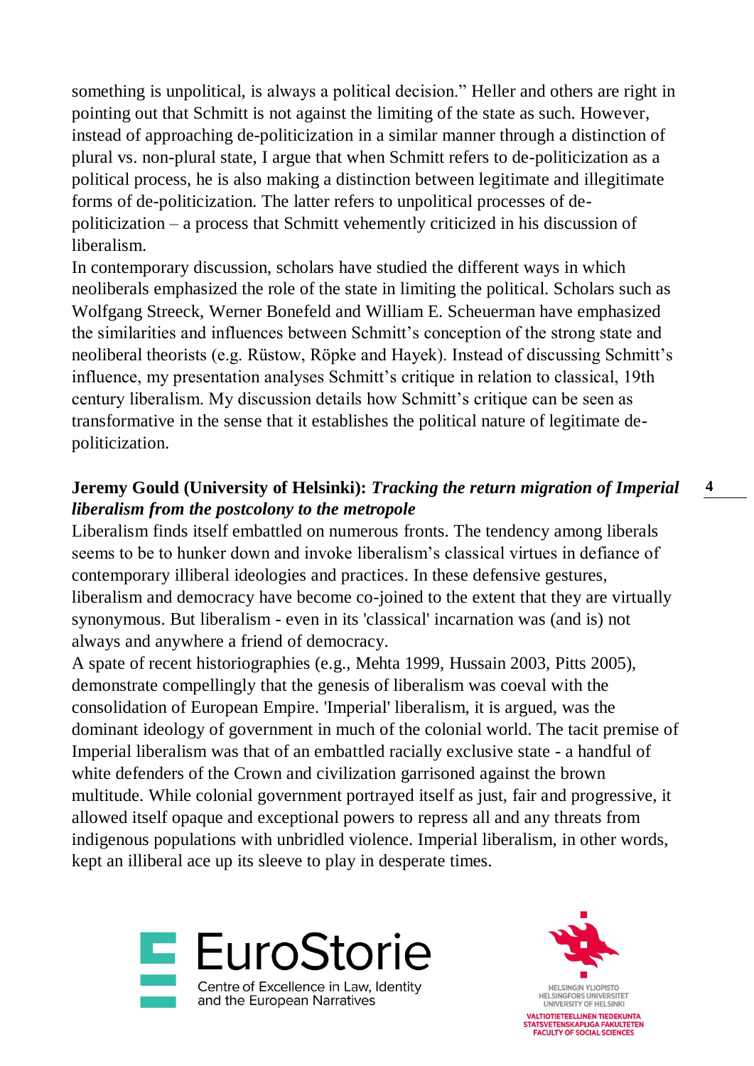something is unpolitical, is always a political decision." Heller and others are right in pointing out that Schmitt is not against the limiting of the state as such. However, instead of approaching de-politicization in a similar manner through a distinction of plural vs. non-plural state, I argue that when Schmitt refers to de-politicization as a political process, he is also making a distinction between legitimate and illegitimate forms of de-politicization. The latter refers to unpolitical processes of de-politicization – a process that Schmitt vehemently criticized in his discussion of liberalism.

In contemporary discussion, scholars have studied the different ways in which neoliberals emphasized the role of the state in limiting the political. Scholars such as Wolfgang Streeck, Werner Bonefeld and William E. Scheuerman have emphasized the similarities and influences between Schmitt's conception of the strong state and neoliberal theorists (e.g. Rüstow, Röpke and Hayek). Instead of discussing Schmitt's influence, my presentation analyses Schmitt's critique in relation to classical, 19th century liberalism. My discussion details how Schmitt's critique can be seen as transformative in the sense that it establishes the political nature of legitimate de-politicization.

**Jeremy Gould (University of Helsinki):** ***Tracking the return migration of Imperial liberalism from the postcolony to the metropole***

Liberalism finds itself embattled on numerous fronts. The tendency among liberals seems to be to hunker down and invoke liberalism's classical virtues in defiance of contemporary illiberal ideologies and practices. In these defensive gestures, liberalism and democracy have become co-joined to the extent that they are virtually synonymous. But liberalism - even in its 'classical' incarnation was (and is) not always and anywhere a friend of democracy.

A spate of recent historiographies (e.g., Mehta 1999, Hussain 2003, Pitts 2005), demonstrate compellingly that the genesis of liberalism was coeval with the consolidation of European Empire. 'Imperial' liberalism, it is argued, was the dominant ideology of government in much of the colonial world. The tacit premise of Imperial liberalism was that of an embattled racially exclusive state - a handful of white defenders of the Crown and civilization garrisoned against the brown multitude. While colonial government portrayed itself as just, fair and progressive, it allowed itself opaque and exceptional powers to repress all and any threats from indigenous populations with unbridled violence. Imperial liberalism, in other words, kept an illiberal ace up its sleeve to play in desperate times.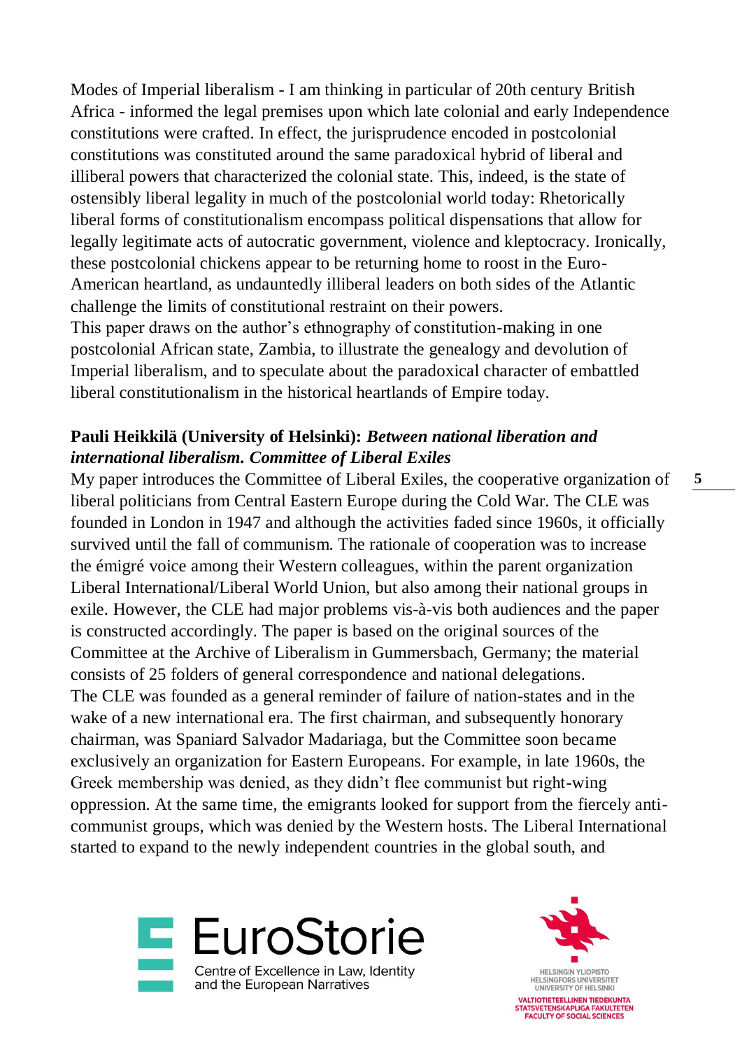Modes of Imperial liberalism - I am thinking in particular of 20th century British Africa - informed the legal premises upon which late colonial and early Independence constitutions were crafted. In effect, the jurisprudence encoded in postcolonial constitutions was constituted around the same paradoxical hybrid of liberal and illiberal powers that characterized the colonial state. This, indeed, is the state of ostensibly liberal legality in much of the postcolonial world today: Rhetorically liberal forms of constitutionalism encompass political dispensations that allow for legally legitimate acts of autocratic government, violence and kleptocracy. Ironically, these postcolonial chickens appear to be returning home to roost in the Euro-American heartland, as undauntedly illiberal leaders on both sides of the Atlantic challenge the limits of constitutional restraint on their powers.
This paper draws on the author's ethnography of constitution-making in one postcolonial African state, Zambia, to illustrate the genealogy and devolution of Imperial liberalism, and to speculate about the paradoxical character of embattled liberal constitutionalism in the historical heartlands of Empire today.

**Pauli Heikkilä (University of Helsinki):** ***Between national liberation and international liberalism. Committee of Liberal Exiles***

My paper introduces the Committee of Liberal Exiles, the cooperative organization of liberal politicians from Central Eastern Europe during the Cold War. The CLE was founded in London in 1947 and although the activities faded since 1960s, it officially survived until the fall of communism. The rationale of cooperation was to increase the émigré voice among their Western colleagues, within the parent organization Liberal International/Liberal World Union, but also among their national groups in exile. However, the CLE had major problems vis-à-vis both audiences and the paper is constructed accordingly. The paper is based on the original sources of the Committee at the Archive of Liberalism in Gummersbach, Germany; the material consists of 25 folders of general correspondence and national delegations.
The CLE was founded as a general reminder of failure of nation-states and in the wake of a new international era. The first chairman, and subsequently honorary chairman, was Spaniard Salvador Madariaga, but the Committee soon became exclusively an organization for Eastern Europeans. For example, in late 1960s, the Greek membership was denied, as they didn't flee communist but right-wing oppression. At the same time, the emigrants looked for support from the fiercely anti-communist groups, which was denied by the Western hosts. The Liberal International started to expand to the newly independent countries in the global south, and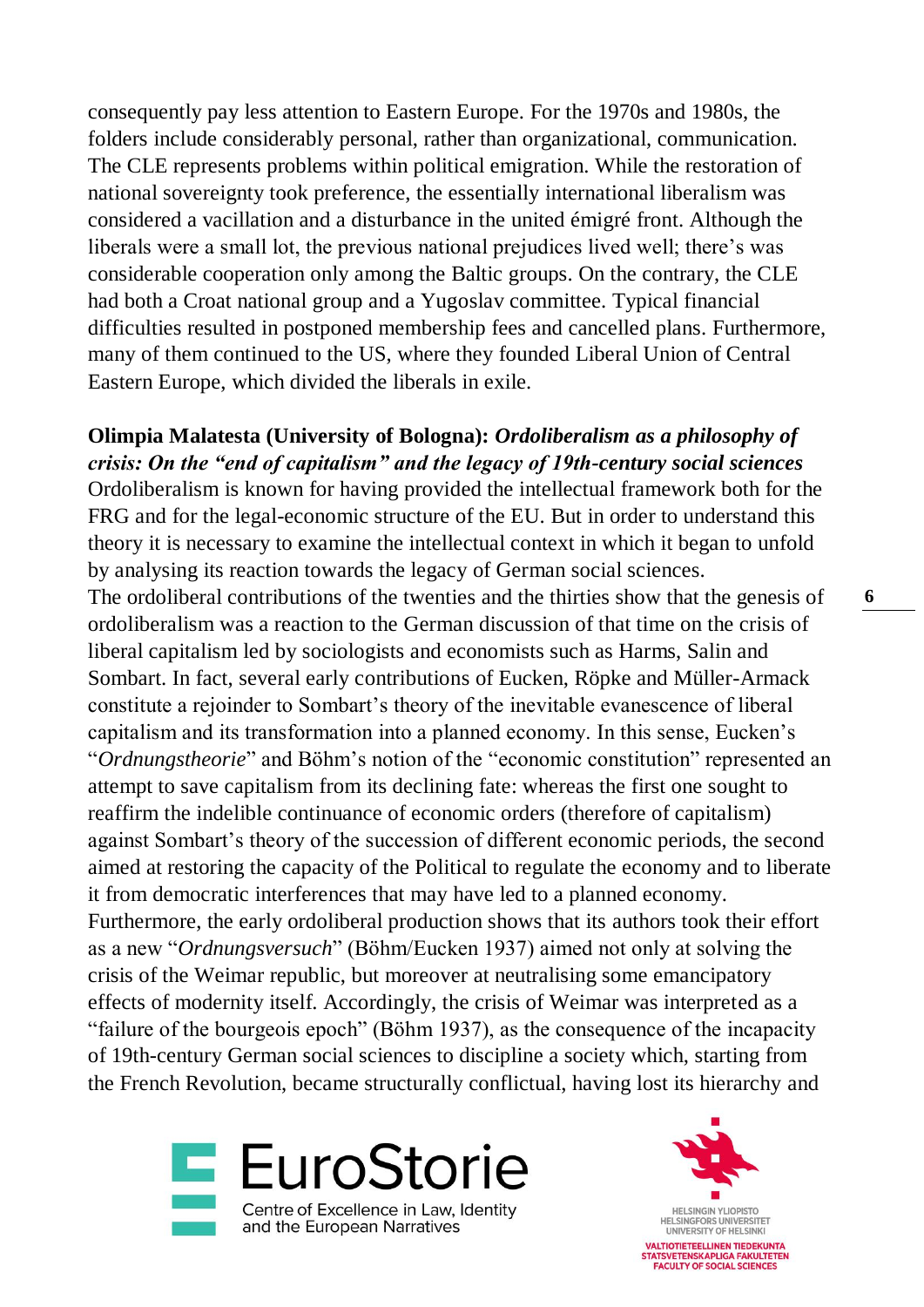consequently pay less attention to Eastern Europe. For the 1970s and 1980s, the folders include considerably personal, rather than organizational, communication. The CLE represents problems within political emigration. While the restoration of national sovereignty took preference, the essentially international liberalism was considered a vacillation and a disturbance in the united émigré front. Although the liberals were a small lot, the previous national prejudices lived well; there's was considerable cooperation only among the Baltic groups. On the contrary, the CLE had both a Croat national group and a Yugoslav committee. Typical financial difficulties resulted in postponed membership fees and cancelled plans. Furthermore, many of them continued to the US, where they founded Liberal Union of Central Eastern Europe, which divided the liberals in exile.

**Olimpia Malatesta (University of Bologna): *Ordoliberalism as a philosophy of crisis: On the "end of capitalism" and the legacy of 19th-century social sciences***
Ordoliberalism is known for having provided the intellectual framework both for the FRG and for the legal-economic structure of the EU. But in order to understand this theory it is necessary to examine the intellectual context in which it began to unfold by analysing its reaction towards the legacy of German social sciences.
The ordoliberal contributions of the twenties and the thirties show that the genesis of ordoliberalism was a reaction to the German discussion of that time on the crisis of liberal capitalism led by sociologists and economists such as Harms, Salin and Sombart. In fact, several early contributions of Eucken, Röpke and Müller-Armack constitute a rejoinder to Sombart's theory of the inevitable evanescence of liberal capitalism and its transformation into a planned economy. In this sense, Eucken's "*Ordnungstheorie*" and Böhm's notion of the "economic constitution" represented an attempt to save capitalism from its declining fate: whereas the first one sought to reaffirm the indelible continuance of economic orders (therefore of capitalism) against Sombart's theory of the succession of different economic periods, the second aimed at restoring the capacity of the Political to regulate the economy and to liberate it from democratic interferences that may have led to a planned economy.
Furthermore, the early ordoliberal production shows that its authors took their effort as a new "*Ordnungsversuch*" (Böhm/Eucken 1937) aimed not only at solving the crisis of the Weimar republic, but moreover at neutralising some emancipatory effects of modernity itself. Accordingly, the crisis of Weimar was interpreted as a "failure of the bourgeois epoch" (Böhm 1937), as the consequence of the incapacity of 19th-century German social sciences to discipline a society which, starting from the French Revolution, became structurally conflictual, having lost its hierarchy and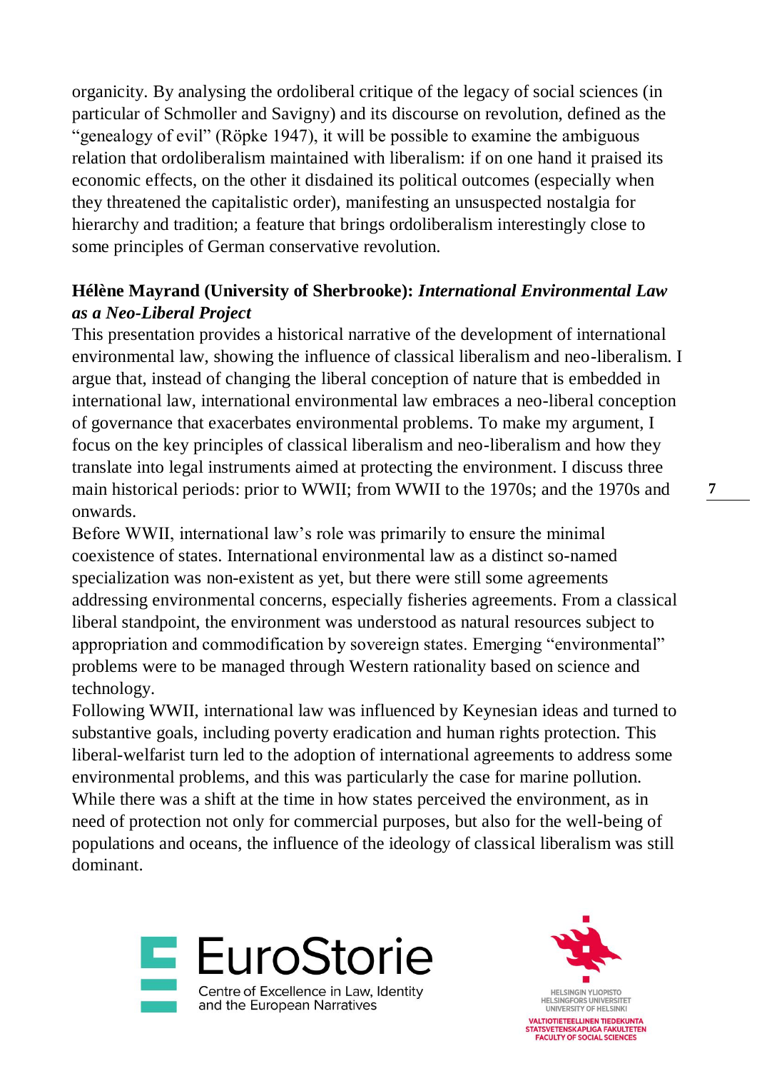organicity. By analysing the ordoliberal critique of the legacy of social sciences (in particular of Schmoller and Savigny) and its discourse on revolution, defined as the "genealogy of evil" (Röpke 1947), it will be possible to examine the ambiguous relation that ordoliberalism maintained with liberalism: if on one hand it praised its economic effects, on the other it disdained its political outcomes (especially when they threatened the capitalistic order), manifesting an unsuspected nostalgia for hierarchy and tradition; a feature that brings ordoliberalism interestingly close to some principles of German conservative revolution.

**Hélène Mayrand (University of Sherbrooke):** ***International Environmental Law as a Neo-Liberal Project***

This presentation provides a historical narrative of the development of international environmental law, showing the influence of classical liberalism and neo-liberalism. I argue that, instead of changing the liberal conception of nature that is embedded in international law, international environmental law embraces a neo-liberal conception of governance that exacerbates environmental problems. To make my argument, I focus on the key principles of classical liberalism and neo-liberalism and how they translate into legal instruments aimed at protecting the environment. I discuss three main historical periods: prior to WWII; from WWII to the 1970s; and the 1970s and onwards.

Before WWII, international law's role was primarily to ensure the minimal coexistence of states. International environmental law as a distinct so-named specialization was non-existent as yet, but there were still some agreements addressing environmental concerns, especially fisheries agreements. From a classical liberal standpoint, the environment was understood as natural resources subject to appropriation and commodification by sovereign states. Emerging "environmental" problems were to be managed through Western rationality based on science and technology.

Following WWII, international law was influenced by Keynesian ideas and turned to substantive goals, including poverty eradication and human rights protection. This liberal-welfarist turn led to the adoption of international agreements to address some environmental problems, and this was particularly the case for marine pollution. While there was a shift at the time in how states perceived the environment, as in need of protection not only for commercial purposes, but also for the well-being of populations and oceans, the influence of the ideology of classical liberalism was still dominant.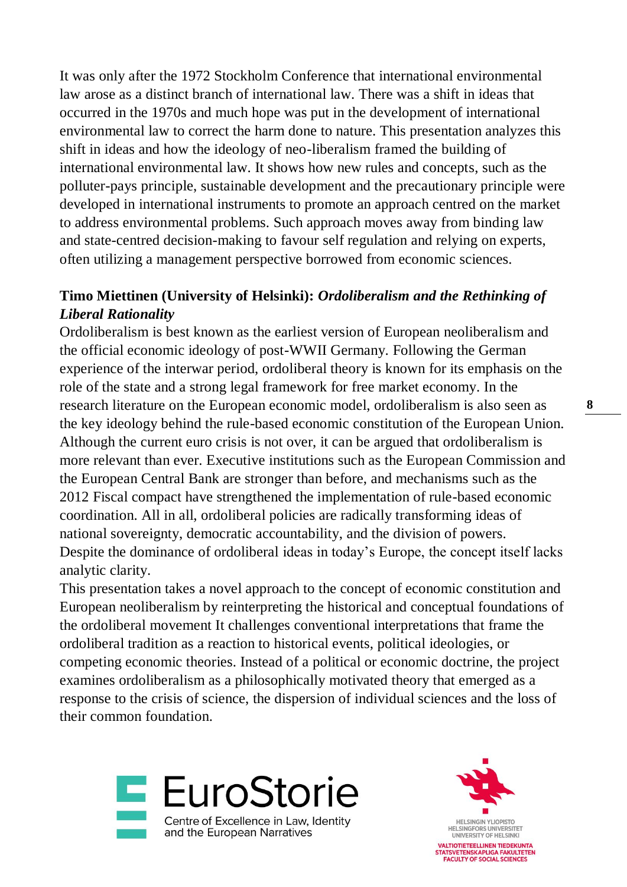It was only after the 1972 Stockholm Conference that international environmental law arose as a distinct branch of international law. There was a shift in ideas that occurred in the 1970s and much hope was put in the development of international environmental law to correct the harm done to nature. This presentation analyzes this shift in ideas and how the ideology of neo-liberalism framed the building of international environmental law. It shows how new rules and concepts, such as the polluter-pays principle, sustainable development and the precautionary principle were developed in international instruments to promote an approach centred on the market to address environmental problems. Such approach moves away from binding law and state-centred decision-making to favour self regulation and relying on experts, often utilizing a management perspective borrowed from economic sciences.

**Timo Miettinen (University of Helsinki):** ***Ordoliberalism and the Rethinking of Liberal Rationality***

Ordoliberalism is best known as the earliest version of European neoliberalism and the official economic ideology of post-WWII Germany. Following the German experience of the interwar period, ordoliberal theory is known for its emphasis on the role of the state and a strong legal framework for free market economy. In the research literature on the European economic model, ordoliberalism is also seen as the key ideology behind the rule-based economic constitution of the European Union. Although the current euro crisis is not over, it can be argued that ordoliberalism is more relevant than ever. Executive institutions such as the European Commission and the European Central Bank are stronger than before, and mechanisms such as the 2012 Fiscal compact have strengthened the implementation of rule-based economic coordination. All in all, ordoliberal policies are radically transforming ideas of national sovereignty, democratic accountability, and the division of powers. Despite the dominance of ordoliberal ideas in today's Europe, the concept itself lacks analytic clarity.

This presentation takes a novel approach to the concept of economic constitution and European neoliberalism by reinterpreting the historical and conceptual foundations of the ordoliberal movement It challenges conventional interpretations that frame the ordoliberal tradition as a reaction to historical events, political ideologies, or competing economic theories. Instead of a political or economic doctrine, the project examines ordoliberalism as a philosophically motivated theory that emerged as a response to the crisis of science, the dispersion of individual sciences and the loss of their common foundation.

EuroStorie
Centre of Excellence in Law, Identity and the European Narratives

HELSINGIN YLIOPISTO
HELSINGFORS UNIVERSITET
UNIVERSITY OF HELSINKI
VALTIOTIETEELLINEN TIEDEKUNTA
STATSVETENSKAPLIGA FAKULTETEN
FACULTY OF SOCIAL SCIENCES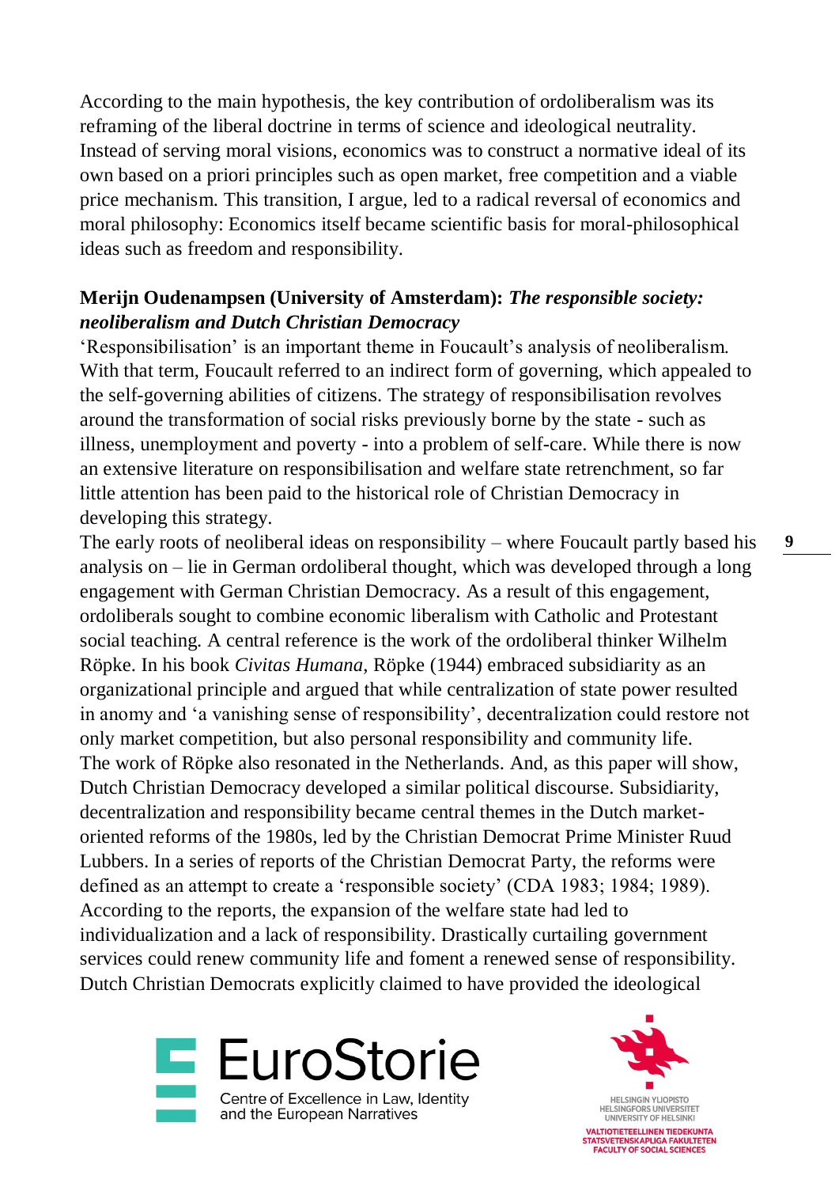According to the main hypothesis, the key contribution of ordoliberalism was its reframing of the liberal doctrine in terms of science and ideological neutrality. Instead of serving moral visions, economics was to construct a normative ideal of its own based on a priori principles such as open market, free competition and a viable price mechanism. This transition, I argue, led to a radical reversal of economics and moral philosophy: Economics itself became scientific basis for moral-philosophical ideas such as freedom and responsibility.

**Merijn Oudenampsen (University of Amsterdam): *The responsible society: neoliberalism and Dutch Christian Democracy***

'Responsibilisation' is an important theme in Foucault's analysis of neoliberalism. With that term, Foucault referred to an indirect form of governing, which appealed to the self-governing abilities of citizens. The strategy of responsibilisation revolves around the transformation of social risks previously borne by the state - such as illness, unemployment and poverty - into a problem of self-care. While there is now an extensive literature on responsibilisation and welfare state retrenchment, so far little attention has been paid to the historical role of Christian Democracy in developing this strategy.

The early roots of neoliberal ideas on responsibility – where Foucault partly based his analysis on – lie in German ordoliberal thought, which was developed through a long engagement with German Christian Democracy. As a result of this engagement, ordoliberals sought to combine economic liberalism with Catholic and Protestant social teaching. A central reference is the work of the ordoliberal thinker Wilhelm Röpke. In his book *Civitas Humana*, Röpke (1944) embraced subsidiarity as an organizational principle and argued that while centralization of state power resulted in anomy and 'a vanishing sense of responsibility', decentralization could restore not only market competition, but also personal responsibility and community life.

The work of Röpke also resonated in the Netherlands. And, as this paper will show, Dutch Christian Democracy developed a similar political discourse. Subsidiarity, decentralization and responsibility became central themes in the Dutch market-oriented reforms of the 1980s, led by the Christian Democrat Prime Minister Ruud Lubbers. In a series of reports of the Christian Democrat Party, the reforms were defined as an attempt to create a 'responsible society' (CDA 1983; 1984; 1989). According to the reports, the expansion of the welfare state had led to individualization and a lack of responsibility. Drastically curtailing government services could renew community life and foment a renewed sense of responsibility. Dutch Christian Democrats explicitly claimed to have provided the ideological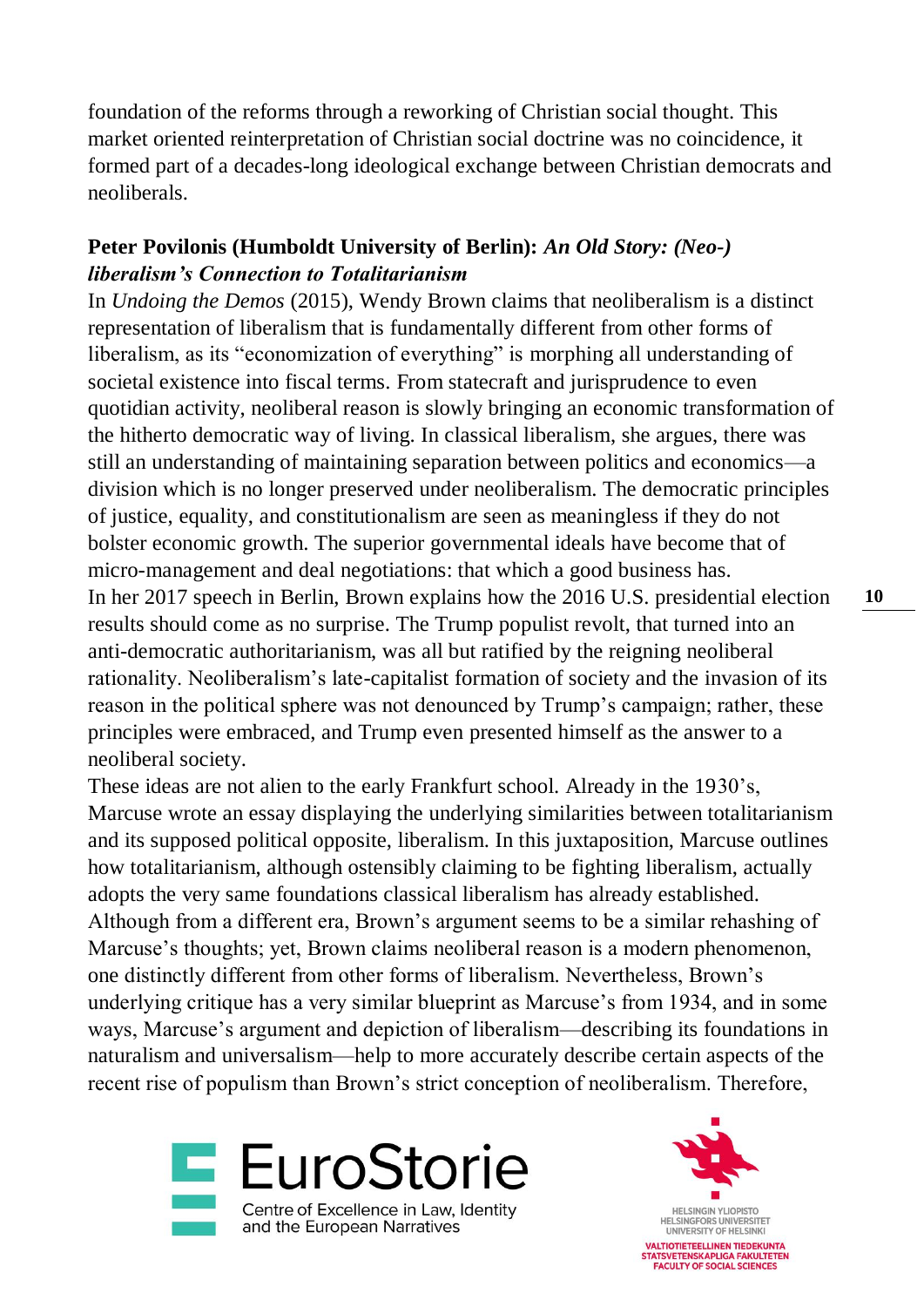foundation of the reforms through a reworking of Christian social thought. This market oriented reinterpretation of Christian social doctrine was no coincidence, it formed part of a decades-long ideological exchange between Christian democrats and neoliberals.

**Peter Povilonis (Humboldt University of Berlin):** ***An Old Story: (Neo-) liberalism's Connection to Totalitarianism***

In *Undoing the Demos* (2015), Wendy Brown claims that neoliberalism is a distinct representation of liberalism that is fundamentally different from other forms of liberalism, as its "economization of everything" is morphing all understanding of societal existence into fiscal terms. From statecraft and jurisprudence to even quotidian activity, neoliberal reason is slowly bringing an economic transformation of the hitherto democratic way of living. In classical liberalism, she argues, there was still an understanding of maintaining separation between politics and economics—a division which is no longer preserved under neoliberalism. The democratic principles of justice, equality, and constitutionalism are seen as meaningless if they do not bolster economic growth. The superior governmental ideals have become that of micro-management and deal negotiations: that which a good business has.

In her 2017 speech in Berlin, Brown explains how the 2016 U.S. presidential election results should come as no surprise. The Trump populist revolt, that turned into an anti-democratic authoritarianism, was all but ratified by the reigning neoliberal rationality. Neoliberalism's late-capitalist formation of society and the invasion of its reason in the political sphere was not denounced by Trump's campaign; rather, these principles were embraced, and Trump even presented himself as the answer to a neoliberal society.

These ideas are not alien to the early Frankfurt school. Already in the 1930's, Marcuse wrote an essay displaying the underlying similarities between totalitarianism and its supposed political opposite, liberalism. In this juxtaposition, Marcuse outlines how totalitarianism, although ostensibly claiming to be fighting liberalism, actually adopts the very same foundations classical liberalism has already established. Although from a different era, Brown's argument seems to be a similar rehashing of Marcuse's thoughts; yet, Brown claims neoliberal reason is a modern phenomenon, one distinctly different from other forms of liberalism. Nevertheless, Brown's underlying critique has a very similar blueprint as Marcuse's from 1934, and in some ways, Marcuse's argument and depiction of liberalism—describing its foundations in naturalism and universalism—help to more accurately describe certain aspects of the recent rise of populism than Brown's strict conception of neoliberalism. Therefore,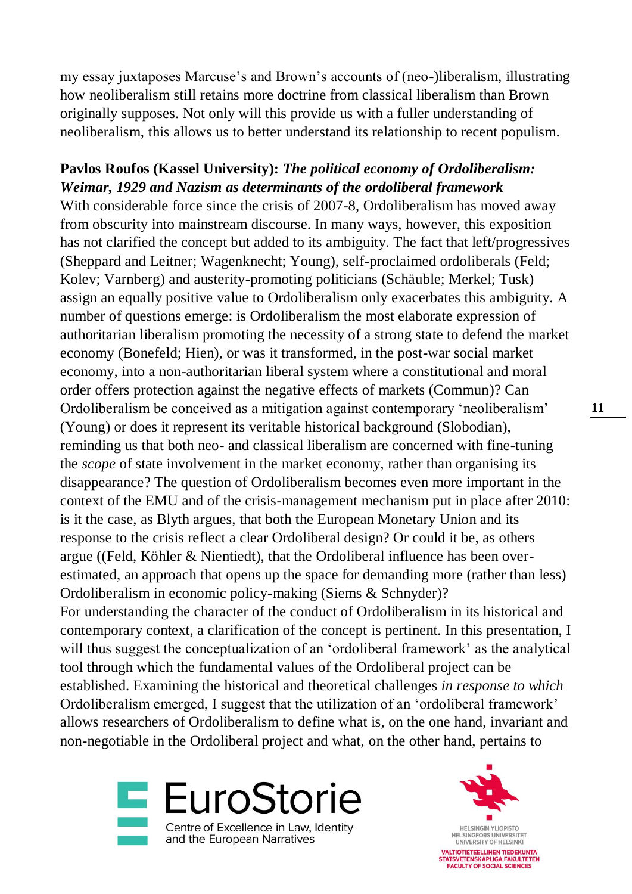my essay juxtaposes Marcuse's and Brown's accounts of (neo-)liberalism, illustrating how neoliberalism still retains more doctrine from classical liberalism than Brown originally supposes. Not only will this provide us with a fuller understanding of neoliberalism, this allows us to better understand its relationship to recent populism.

**Pavlos Roufos (Kassel University):** ***The political economy of Ordoliberalism: Weimar, 1929 and Nazism as determinants of the ordoliberal framework***

With considerable force since the crisis of 2007-8, Ordoliberalism has moved away from obscurity into mainstream discourse. In many ways, however, this exposition has not clarified the concept but added to its ambiguity. The fact that left/progressives (Sheppard and Leitner; Wagenknecht; Young), self-proclaimed ordoliberals (Feld; Kolev; Varnberg) and austerity-promoting politicians (Schäuble; Merkel; Tusk) assign an equally positive value to Ordoliberalism only exacerbates this ambiguity. A number of questions emerge: is Ordoliberalism the most elaborate expression of authoritarian liberalism promoting the necessity of a strong state to defend the market economy (Bonefeld; Hien), or was it transformed, in the post-war social market economy, into a non-authoritarian liberal system where a constitutional and moral order offers protection against the negative effects of markets (Commun)? Can Ordoliberalism be conceived as a mitigation against contemporary 'neoliberalism' (Young) or does it represent its veritable historical background (Slobodian), reminding us that both neo- and classical liberalism are concerned with fine-tuning the *scope* of state involvement in the market economy, rather than organising its disappearance? The question of Ordoliberalism becomes even more important in the context of the EMU and of the crisis-management mechanism put in place after 2010: is it the case, as Blyth argues, that both the European Monetary Union and its response to the crisis reflect a clear Ordoliberal design? Or could it be, as others argue ((Feld, Köhler & Nientiedt), that the Ordoliberal influence has been over-estimated, an approach that opens up the space for demanding more (rather than less) Ordoliberalism in economic policy-making (Siems & Schnyder)?

For understanding the character of the conduct of Ordoliberalism in its historical and contemporary context, a clarification of the concept is pertinent. In this presentation, I will thus suggest the conceptualization of an 'ordoliberal framework' as the analytical tool through which the fundamental values of the Ordoliberal project can be established. Examining the historical and theoretical challenges *in response to which* Ordoliberalism emerged, I suggest that the utilization of an 'ordoliberal framework' allows researchers of Ordoliberalism to define what is, on the one hand, invariant and non-negotiable in the Ordoliberal project and what, on the other hand, pertains to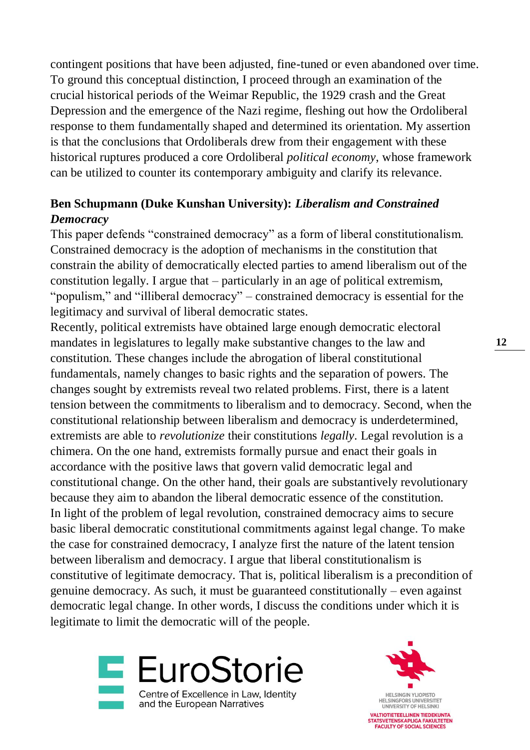contingent positions that have been adjusted, fine-tuned or even abandoned over time. To ground this conceptual distinction, I proceed through an examination of the crucial historical periods of the Weimar Republic, the 1929 crash and the Great Depression and the emergence of the Nazi regime, fleshing out how the Ordoliberal response to them fundamentally shaped and determined its orientation. My assertion is that the conclusions that Ordoliberals drew from their engagement with these historical ruptures produced a core Ordoliberal *political economy*, whose framework can be utilized to counter its contemporary ambiguity and clarify its relevance.

**Ben Schupmann (Duke Kunshan University): *Liberalism and Constrained Democracy***

This paper defends "constrained democracy" as a form of liberal constitutionalism. Constrained democracy is the adoption of mechanisms in the constitution that constrain the ability of democratically elected parties to amend liberalism out of the constitution legally. I argue that – particularly in an age of political extremism, "populism," and "illiberal democracy" – constrained democracy is essential for the legitimacy and survival of liberal democratic states.

Recently, political extremists have obtained large enough democratic electoral mandates in legislatures to legally make substantive changes to the law and constitution. These changes include the abrogation of liberal constitutional fundamentals, namely changes to basic rights and the separation of powers. The changes sought by extremists reveal two related problems. First, there is a latent tension between the commitments to liberalism and to democracy. Second, when the constitutional relationship between liberalism and democracy is underdetermined, extremists are able to *revolutionize* their constitutions *legally*. Legal revolution is a chimera. On the one hand, extremists formally pursue and enact their goals in accordance with the positive laws that govern valid democratic legal and constitutional change. On the other hand, their goals are substantively revolutionary because they aim to abandon the liberal democratic essence of the constitution.

In light of the problem of legal revolution, constrained democracy aims to secure basic liberal democratic constitutional commitments against legal change. To make the case for constrained democracy, I analyze first the nature of the latent tension between liberalism and democracy. I argue that liberal constitutionalism is constitutive of legitimate democracy. That is, political liberalism is a precondition of genuine democracy. As such, it must be guaranteed constitutionally – even against democratic legal change. In other words, I discuss the conditions under which it is legitimate to limit the democratic will of the people.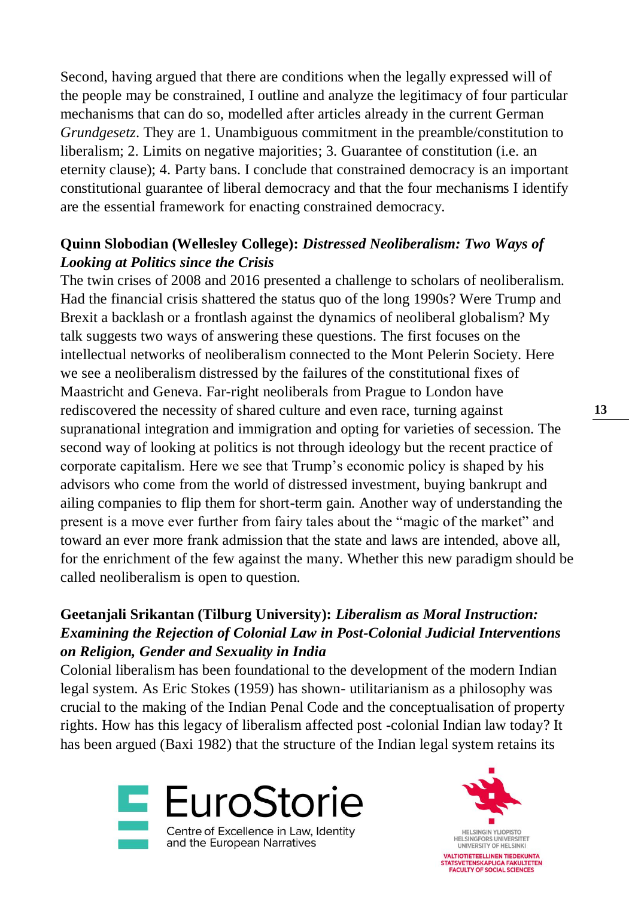Second, having argued that there are conditions when the legally expressed will of the people may be constrained, I outline and analyze the legitimacy of four particular mechanisms that can do so, modelled after articles already in the current German *Grundgesetz*. They are 1. Unambiguous commitment in the preamble/constitution to liberalism; 2. Limits on negative majorities; 3. Guarantee of constitution (i.e. an eternity clause); 4. Party bans. I conclude that constrained democracy is an important constitutional guarantee of liberal democracy and that the four mechanisms I identify are the essential framework for enacting constrained democracy.

**Quinn Slobodian (Wellesley College):** ***Distressed Neoliberalism: Two Ways of Looking at Politics since the Crisis***

The twin crises of 2008 and 2016 presented a challenge to scholars of neoliberalism. Had the financial crisis shattered the status quo of the long 1990s? Were Trump and Brexit a backlash or a frontlash against the dynamics of neoliberal globalism? My talk suggests two ways of answering these questions. The first focuses on the intellectual networks of neoliberalism connected to the Mont Pelerin Society. Here we see a neoliberalism distressed by the failures of the constitutional fixes of Maastricht and Geneva. Far-right neoliberals from Prague to London have rediscovered the necessity of shared culture and even race, turning against supranational integration and immigration and opting for varieties of secession. The second way of looking at politics is not through ideology but the recent practice of corporate capitalism. Here we see that Trump's economic policy is shaped by his advisors who come from the world of distressed investment, buying bankrupt and ailing companies to flip them for short-term gain. Another way of understanding the present is a move ever further from fairy tales about the "magic of the market" and toward an ever more frank admission that the state and laws are intended, above all, for the enrichment of the few against the many. Whether this new paradigm should be called neoliberalism is open to question.

**Geetanjali Srikantan (Tilburg University):** ***Liberalism as Moral Instruction: Examining the Rejection of Colonial Law in Post-Colonial Judicial Interventions on Religion, Gender and Sexuality in India***

Colonial liberalism has been foundational to the development of the modern Indian legal system. As Eric Stokes (1959) has shown- utilitarianism as a philosophy was crucial to the making of the Indian Penal Code and the conceptualisation of property rights. How has this legacy of liberalism affected post -colonial Indian law today? It has been argued (Baxi 1982) that the structure of the Indian legal system retains its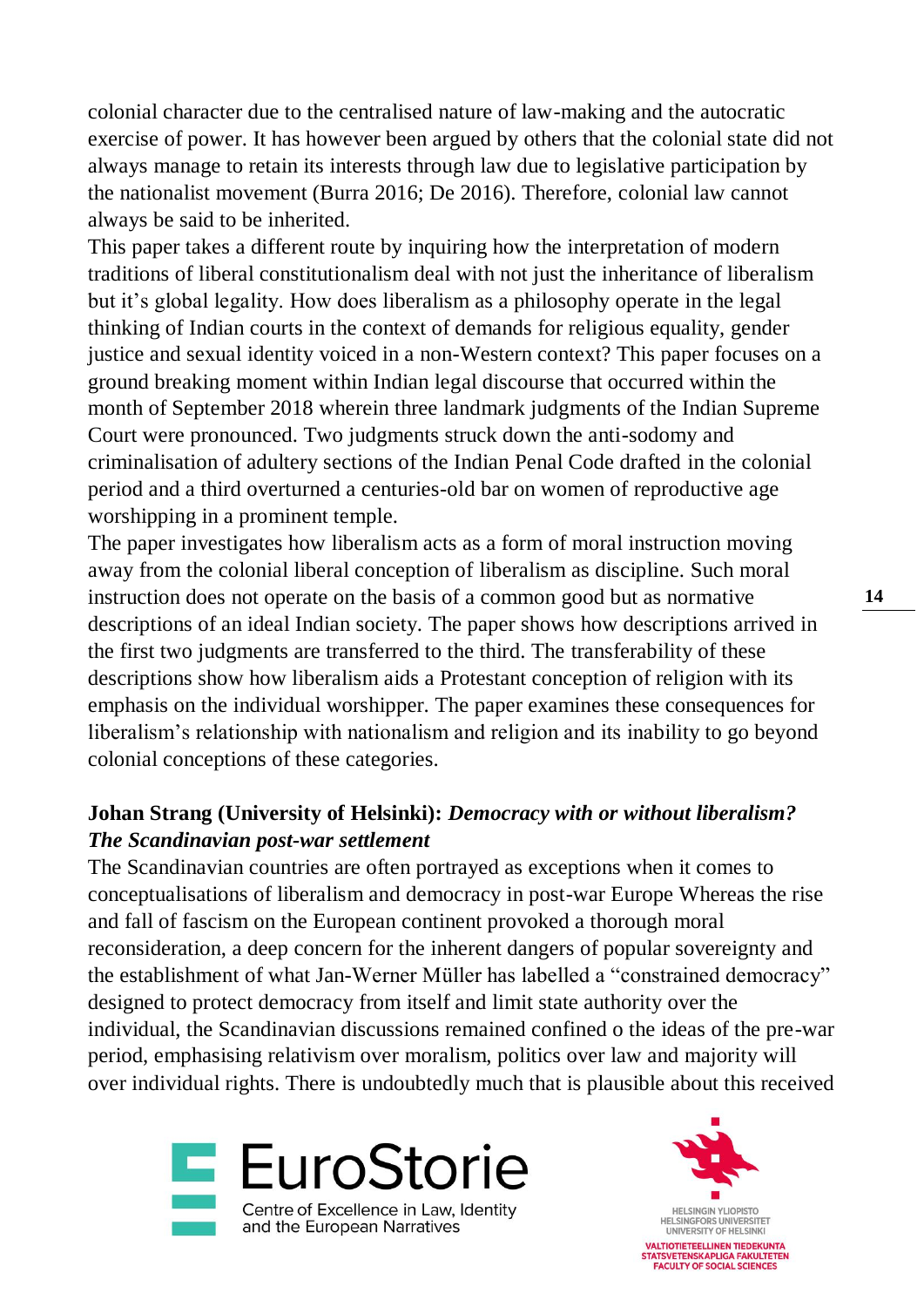colonial character due to the centralised nature of law-making and the autocratic exercise of power. It has however been argued by others that the colonial state did not always manage to retain its interests through law due to legislative participation by the nationalist movement (Burra 2016; De 2016). Therefore, colonial law cannot always be said to be inherited.

This paper takes a different route by inquiring how the interpretation of modern traditions of liberal constitutionalism deal with not just the inheritance of liberalism but it's global legality. How does liberalism as a philosophy operate in the legal thinking of Indian courts in the context of demands for religious equality, gender justice and sexual identity voiced in a non-Western context? This paper focuses on a ground breaking moment within Indian legal discourse that occurred within the month of September 2018 wherein three landmark judgments of the Indian Supreme Court were pronounced. Two judgments struck down the anti-sodomy and criminalisation of adultery sections of the Indian Penal Code drafted in the colonial period and a third overturned a centuries-old bar on women of reproductive age worshipping in a prominent temple.

The paper investigates how liberalism acts as a form of moral instruction moving away from the colonial liberal conception of liberalism as discipline. Such moral instruction does not operate on the basis of a common good but as normative descriptions of an ideal Indian society. The paper shows how descriptions arrived in the first two judgments are transferred to the third. The transferability of these descriptions show how liberalism aids a Protestant conception of religion with its emphasis on the individual worshipper. The paper examines these consequences for liberalism's relationship with nationalism and religion and its inability to go beyond colonial conceptions of these categories.

**Johan Strang (University of Helsinki):** ***Democracy with or without liberalism? The Scandinavian post-war settlement***

The Scandinavian countries are often portrayed as exceptions when it comes to conceptualisations of liberalism and democracy in post-war Europe Whereas the rise and fall of fascism on the European continent provoked a thorough moral reconsideration, a deep concern for the inherent dangers of popular sovereignty and the establishment of what Jan-Werner Müller has labelled a "constrained democracy" designed to protect democracy from itself and limit state authority over the individual, the Scandinavian discussions remained confined o the ideas of the pre-war period, emphasising relativism over moralism, politics over law and majority will over individual rights. There is undoubtedly much that is plausible about this received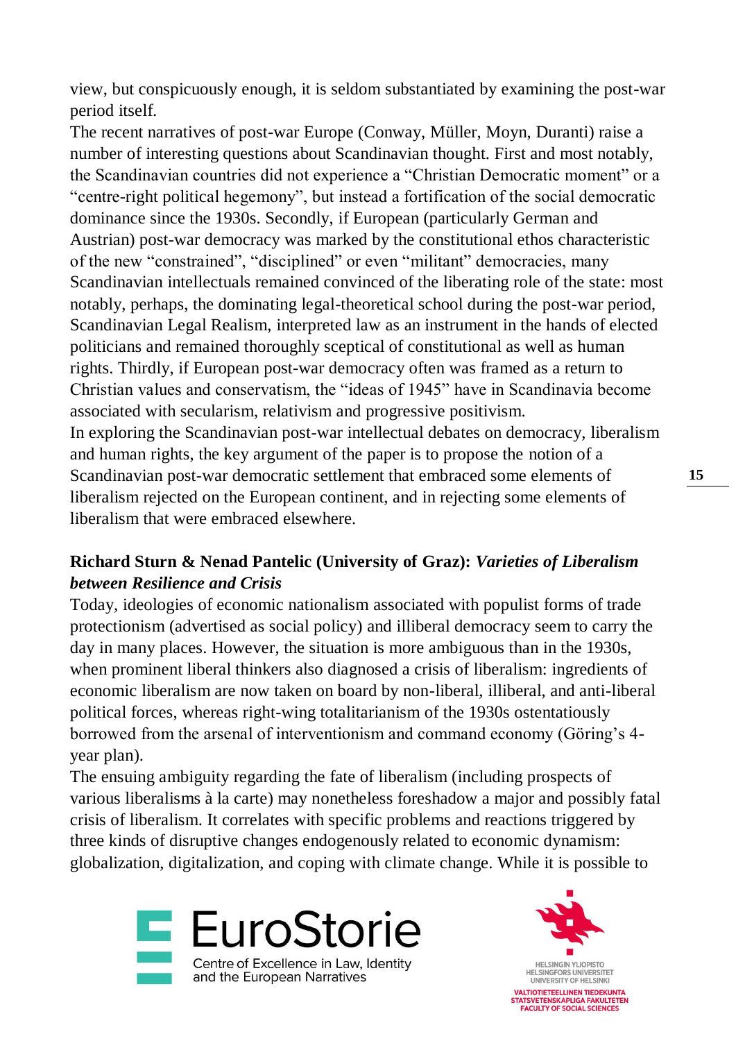view, but conspicuously enough, it is seldom substantiated by examining the post-war period itself.

The recent narratives of post-war Europe (Conway, Müller, Moyn, Duranti) raise a number of interesting questions about Scandinavian thought. First and most notably, the Scandinavian countries did not experience a "Christian Democratic moment" or a "centre-right political hegemony", but instead a fortification of the social democratic dominance since the 1930s. Secondly, if European (particularly German and Austrian) post-war democracy was marked by the constitutional ethos characteristic of the new "constrained", "disciplined" or even "militant" democracies, many Scandinavian intellectuals remained convinced of the liberating role of the state: most notably, perhaps, the dominating legal-theoretical school during the post-war period, Scandinavian Legal Realism, interpreted law as an instrument in the hands of elected politicians and remained thoroughly sceptical of constitutional as well as human rights. Thirdly, if European post-war democracy often was framed as a return to Christian values and conservatism, the "ideas of 1945" have in Scandinavia become associated with secularism, relativism and progressive positivism.

In exploring the Scandinavian post-war intellectual debates on democracy, liberalism and human rights, the key argument of the paper is to propose the notion of a Scandinavian post-war democratic settlement that embraced some elements of liberalism rejected on the European continent, and in rejecting some elements of liberalism that were embraced elsewhere.

**Richard Sturn & Nenad Pantelic (University of Graz):** ***Varieties of Liberalism between Resilience and Crisis***

Today, ideologies of economic nationalism associated with populist forms of trade protectionism (advertised as social policy) and illiberal democracy seem to carry the day in many places. However, the situation is more ambiguous than in the 1930s, when prominent liberal thinkers also diagnosed a crisis of liberalism: ingredients of economic liberalism are now taken on board by non-liberal, illiberal, and anti-liberal political forces, whereas right-wing totalitarianism of the 1930s ostentatiously borrowed from the arsenal of interventionism and command economy (Göring's 4-year plan).

The ensuing ambiguity regarding the fate of liberalism (including prospects of various liberalisms à la carte) may nonetheless foreshadow a major and possibly fatal crisis of liberalism. It correlates with specific problems and reactions triggered by three kinds of disruptive changes endogenously related to economic dynamism: globalization, digitalization, and coping with climate change. While it is possible to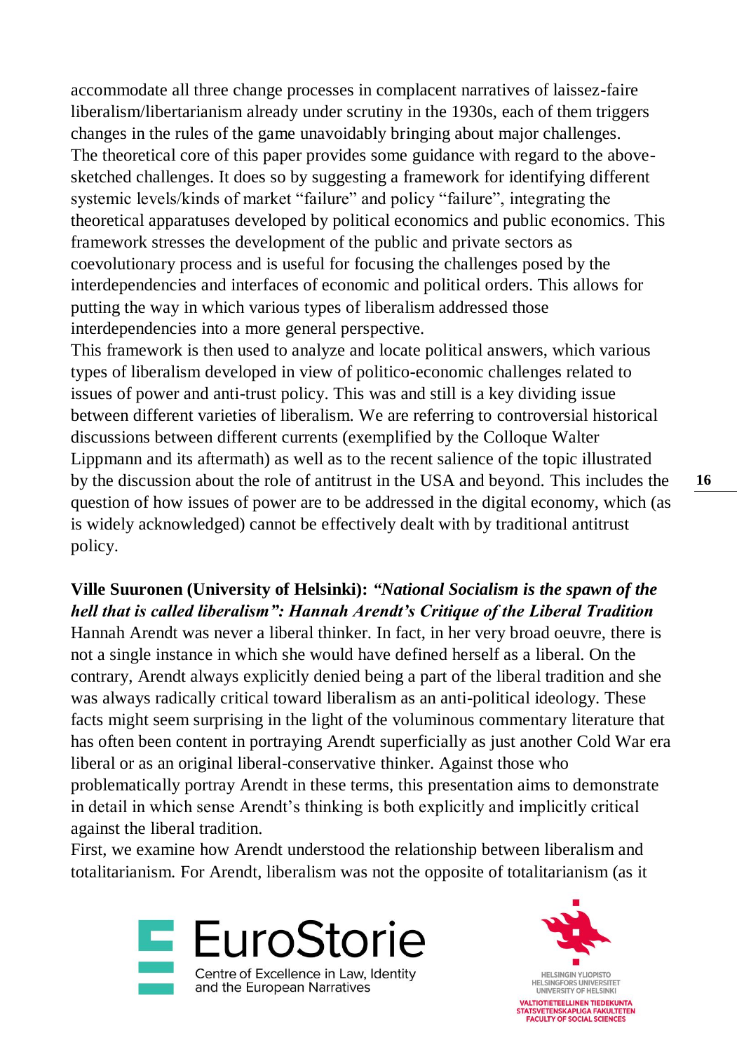accommodate all three change processes in complacent narratives of laissez-faire liberalism/libertarianism already under scrutiny in the 1930s, each of them triggers changes in the rules of the game unavoidably bringing about major challenges. The theoretical core of this paper provides some guidance with regard to the above-sketched challenges. It does so by suggesting a framework for identifying different systemic levels/kinds of market "failure" and policy "failure", integrating the theoretical apparatuses developed by political economics and public economics. This framework stresses the development of the public and private sectors as coevolutionary process and is useful for focusing the challenges posed by the interdependencies and interfaces of economic and political orders. This allows for putting the way in which various types of liberalism addressed those interdependencies into a more general perspective.
This framework is then used to analyze and locate political answers, which various types of liberalism developed in view of politico-economic challenges related to issues of power and anti-trust policy. This was and still is a key dividing issue between different varieties of liberalism. We are referring to controversial historical discussions between different currents (exemplified by the Colloque Walter Lippmann and its aftermath) as well as to the recent salience of the topic illustrated by the discussion about the role of antitrust in the USA and beyond. This includes the question of how issues of power are to be addressed in the digital economy, which (as is widely acknowledged) cannot be effectively dealt with by traditional antitrust policy.

**Ville Suuronen (University of Helsinki):** ***"National Socialism is the spawn of the hell that is called liberalism": Hannah Arendt's Critique of the Liberal Tradition***
Hannah Arendt was never a liberal thinker. In fact, in her very broad oeuvre, there is not a single instance in which she would have defined herself as a liberal. On the contrary, Arendt always explicitly denied being a part of the liberal tradition and she was always radically critical toward liberalism as an anti-political ideology. These facts might seem surprising in the light of the voluminous commentary literature that has often been content in portraying Arendt superficially as just another Cold War era liberal or as an original liberal-conservative thinker. Against those who problematically portray Arendt in these terms, this presentation aims to demonstrate in detail in which sense Arendt's thinking is both explicitly and implicitly critical against the liberal tradition.
First, we examine how Arendt understood the relationship between liberalism and totalitarianism. For Arendt, liberalism was not the opposite of totalitarianism (as it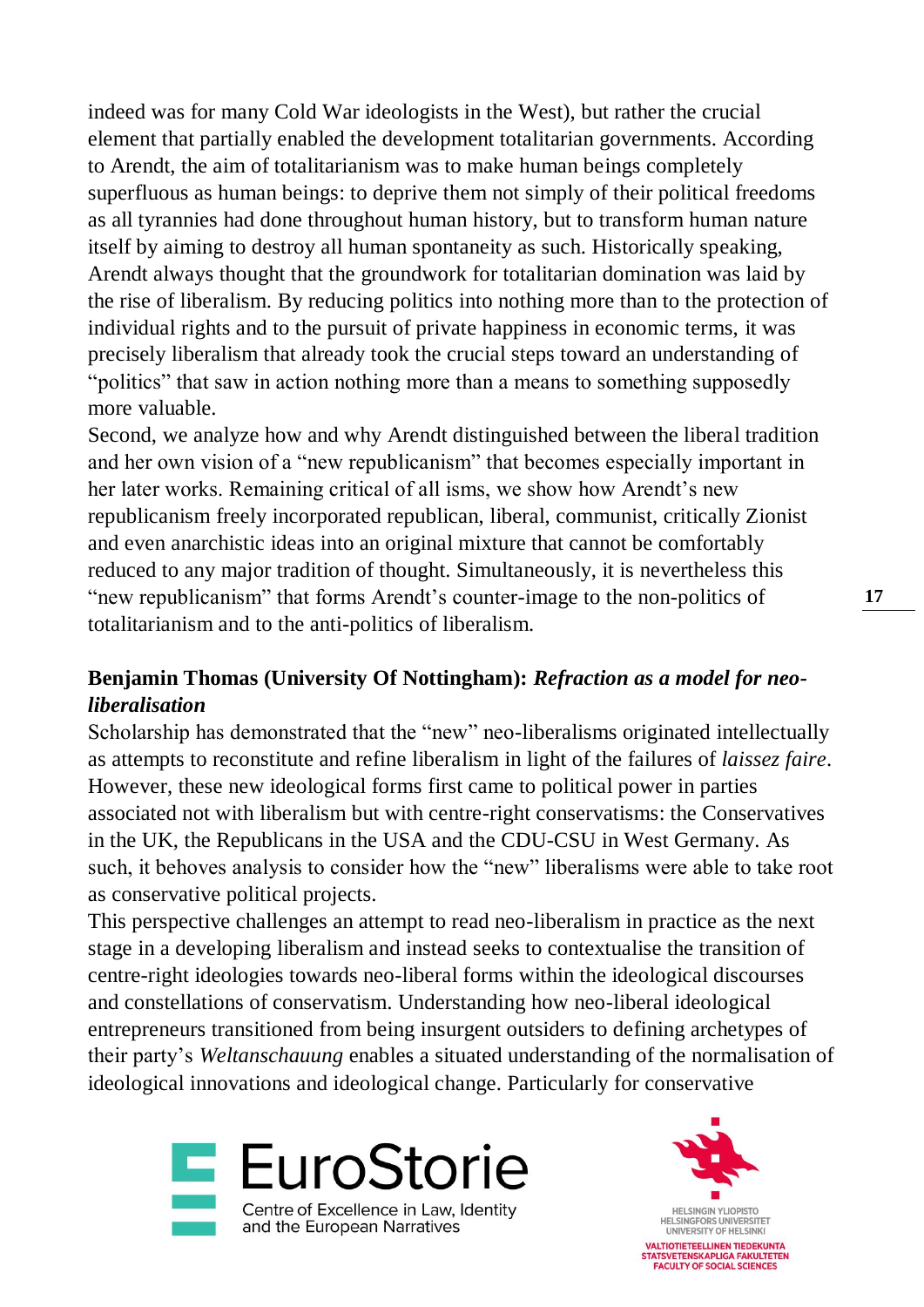indeed was for many Cold War ideologists in the West), but rather the crucial element that partially enabled the development totalitarian governments. According to Arendt, the aim of totalitarianism was to make human beings completely superfluous as human beings: to deprive them not simply of their political freedoms as all tyrannies had done throughout human history, but to transform human nature itself by aiming to destroy all human spontaneity as such. Historically speaking, Arendt always thought that the groundwork for totalitarian domination was laid by the rise of liberalism. By reducing politics into nothing more than to the protection of individual rights and to the pursuit of private happiness in economic terms, it was precisely liberalism that already took the crucial steps toward an understanding of "politics" that saw in action nothing more than a means to something supposedly more valuable.

Second, we analyze how and why Arendt distinguished between the liberal tradition and her own vision of a "new republicanism" that becomes especially important in her later works. Remaining critical of all isms, we show how Arendt's new republicanism freely incorporated republican, liberal, communist, critically Zionist and even anarchistic ideas into an original mixture that cannot be comfortably reduced to any major tradition of thought. Simultaneously, it is nevertheless this "new republicanism" that forms Arendt's counter-image to the non-politics of totalitarianism and to the anti-politics of liberalism.

**Benjamin Thomas (University Of Nottingham): *Refraction as a model for neo-liberalisation***

Scholarship has demonstrated that the "new" neo-liberalisms originated intellectually as attempts to reconstitute and refine liberalism in light of the failures of *laissez faire*. However, these new ideological forms first came to political power in parties associated not with liberalism but with centre-right conservatisms: the Conservatives in the UK, the Republicans in the USA and the CDU-CSU in West Germany. As such, it behoves analysis to consider how the "new" liberalisms were able to take root as conservative political projects.

This perspective challenges an attempt to read neo-liberalism in practice as the next stage in a developing liberalism and instead seeks to contextualise the transition of centre-right ideologies towards neo-liberal forms within the ideological discourses and constellations of conservatism. Understanding how neo-liberal ideological entrepreneurs transitioned from being insurgent outsiders to defining archetypes of their party's *Weltanschauung* enables a situated understanding of the normalisation of ideological innovations and ideological change. Particularly for conservative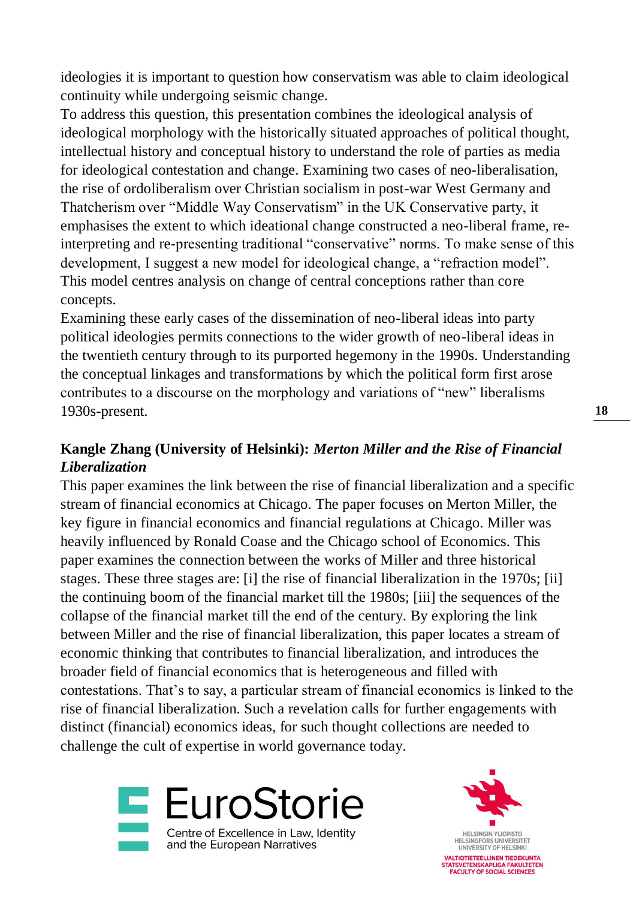ideologies it is important to question how conservatism was able to claim ideological continuity while undergoing seismic change.
To address this question, this presentation combines the ideological analysis of ideological morphology with the historically situated approaches of political thought, intellectual history and conceptual history to understand the role of parties as media for ideological contestation and change. Examining two cases of neo-liberalisation, the rise of ordoliberalism over Christian socialism in post-war West Germany and Thatcherism over “Middle Way Conservatism” in the UK Conservative party, it emphasises the extent to which ideational change constructed a neo-liberal frame, re-interpreting and re-presenting traditional “conservative” norms. To make sense of this development, I suggest a new model for ideological change, a “refraction model”. This model centres analysis on change of central conceptions rather than core concepts.
Examining these early cases of the dissemination of neo-liberal ideas into party political ideologies permits connections to the wider growth of neo-liberal ideas in the twentieth century through to its purported hegemony in the 1990s. Understanding the conceptual linkages and transformations by which the political form first arose contributes to a discourse on the morphology and variations of “new” liberalisms 1930s-present.

**Kangle Zhang (University of Helsinki):** ***Merton Miller and the Rise of Financial Liberalization***
This paper examines the link between the rise of financial liberalization and a specific stream of financial economics at Chicago. The paper focuses on Merton Miller, the key figure in financial economics and financial regulations at Chicago. Miller was heavily influenced by Ronald Coase and the Chicago school of Economics. This paper examines the connection between the works of Miller and three historical stages. These three stages are: [i] the rise of financial liberalization in the 1970s; [ii] the continuing boom of the financial market till the 1980s; [iii] the sequences of the collapse of the financial market till the end of the century. By exploring the link between Miller and the rise of financial liberalization, this paper locates a stream of economic thinking that contributes to financial liberalization, and introduces the broader field of financial economics that is heterogeneous and filled with contestations. That’s to say, a particular stream of financial economics is linked to the rise of financial liberalization. Such a revelation calls for further engagements with distinct (financial) economics ideas, for such thought collections are needed to challenge the cult of expertise in world governance today.

EuroStorie
Centre of Excellence in Law, Identity and the European Narratives

HELSINGIN YLIOPISTO
HELSINGFORS UNIVERSITET
UNIVERSITY OF HELSINKI
VALTIOTIETEELLINEN TIEDEKUNTA
STATSVETENSKAPLIGA FAKULTETEN
FACULTY OF SOCIAL SCIENCES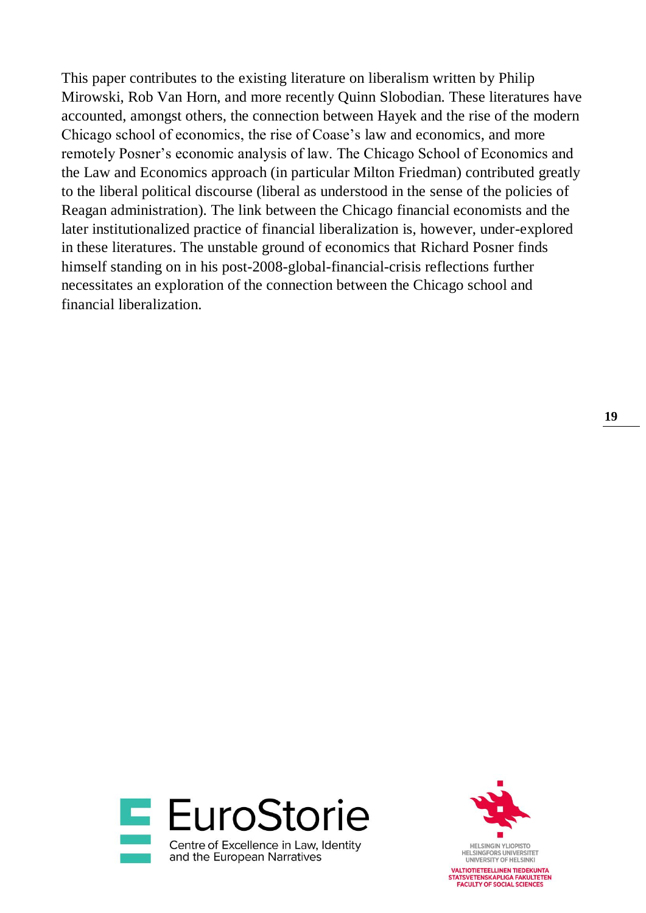This paper contributes to the existing literature on liberalism written by Philip Mirowski, Rob Van Horn, and more recently Quinn Slobodian. These literatures have accounted, amongst others, the connection between Hayek and the rise of the modern Chicago school of economics, the rise of Coase's law and economics, and more remotely Posner's economic analysis of law. The Chicago School of Economics and the Law and Economics approach (in particular Milton Friedman) contributed greatly to the liberal political discourse (liberal as understood in the sense of the policies of Reagan administration). The link between the Chicago financial economists and the later institutionalized practice of financial liberalization is, however, under-explored in these literatures. The unstable ground of economics that Richard Posner finds himself standing on in his post-2008-global-financial-crisis reflections further necessitates an exploration of the connection between the Chicago school and financial liberalization.

EuroStorie
Centre of Excellence in Law, Identity and the European Narratives

HELSINGIN YLIOPISTO
HELSINGFORS UNIVERSITET
UNIVERSITY OF HELSINKI
VALTIOTIETEELLINEN TIEDEKUNTA
STATSVETENSKAPLIGA FAKULTETEN
FACULTY OF SOCIAL SCIENCES